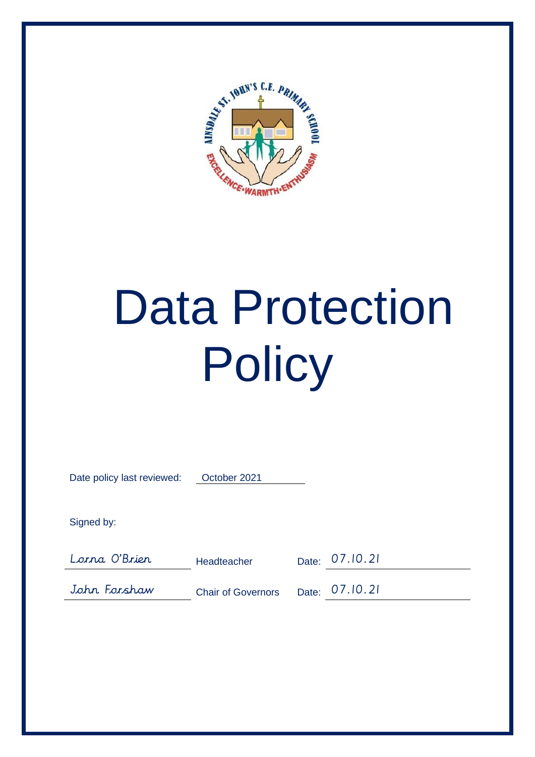# Data Protection Policy

Date policy last reviewed: October 2021

Signed by:

| | | | |
|---|---|---|---|
| Lorna O'Brien | Headteacher | Date: | 07.10.21 |
| John Forshaw | Chair of Governors | Date: | 07.10.21 |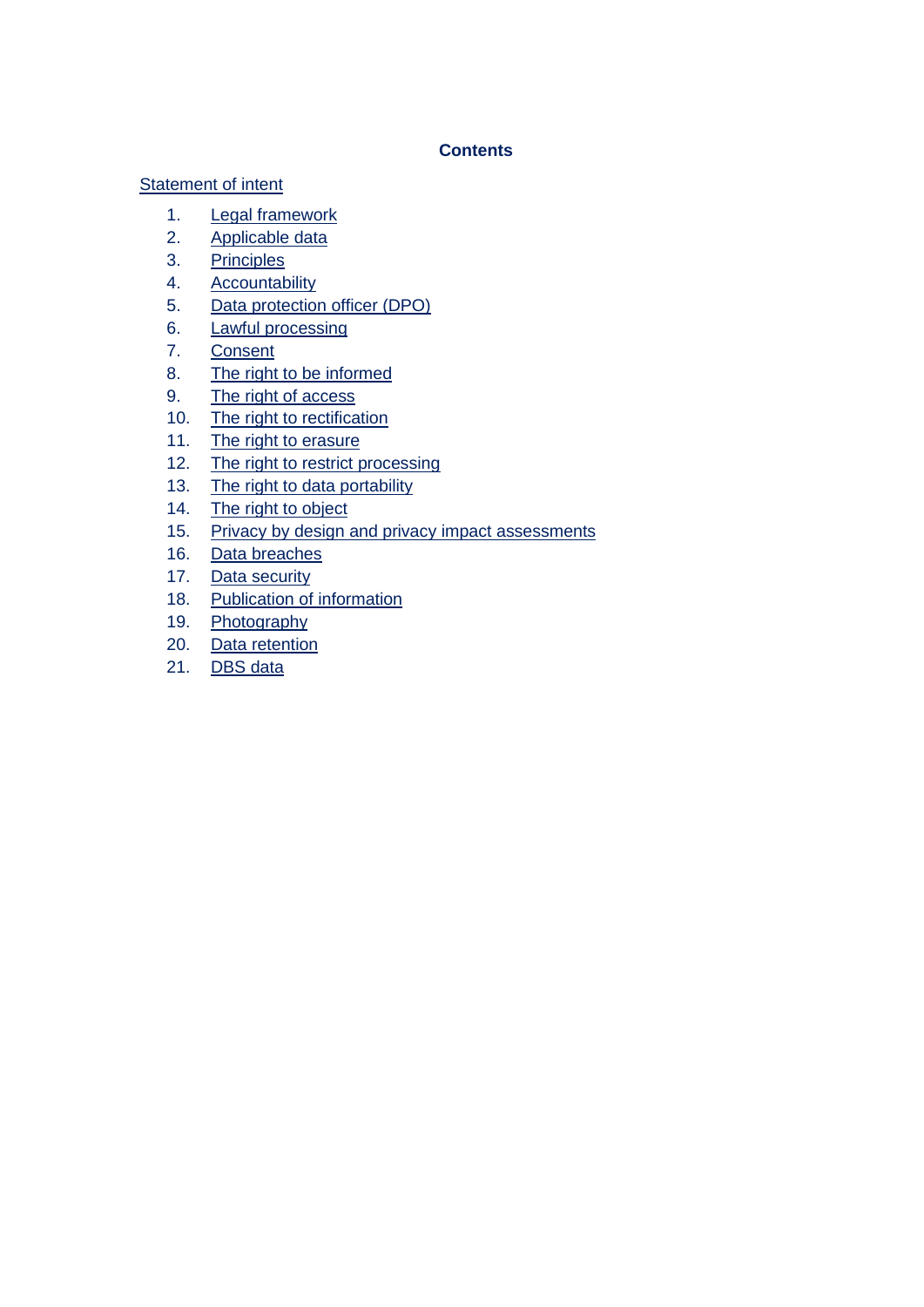**Contents**

Statement of intent

1. Legal framework
2. Applicable data
3. Principles
4. Accountability
5. Data protection officer (DPO)
6. Lawful processing
7. Consent
8. The right to be informed
9. The right of access
10. The right to rectification
11. The right to erasure
12. The right to restrict processing
13. The right to data portability
14. The right to object
15. Privacy by design and privacy impact assessments
16. Data breaches
17. Data security
18. Publication of information
19. Photography
20. Data retention
21. DBS data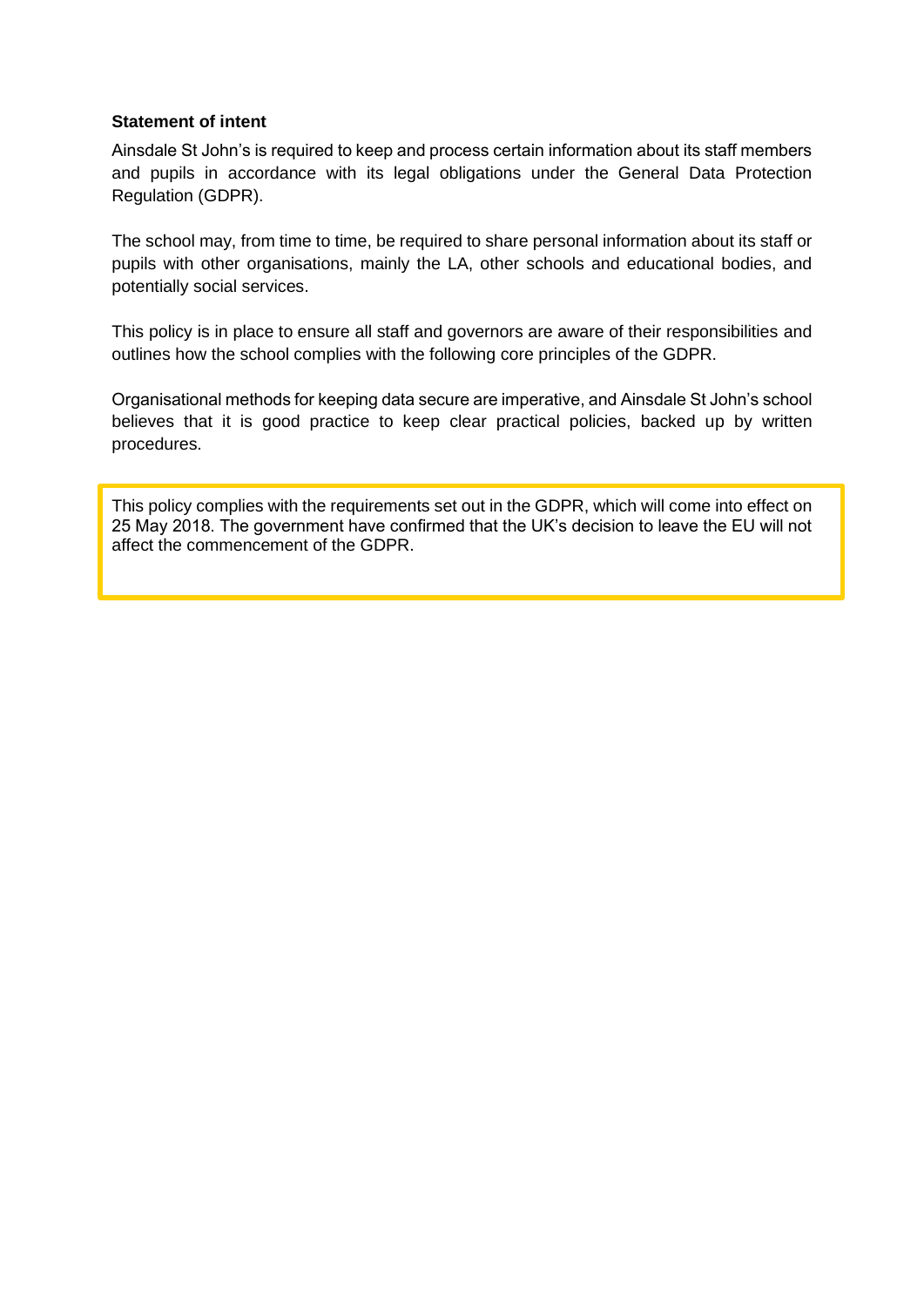**Statement of intent**

Ainsdale St John's is required to keep and process certain information about its staff members and pupils in accordance with its legal obligations under the General Data Protection Regulation (GDPR).

The school may, from time to time, be required to share personal information about its staff or pupils with other organisations, mainly the LA, other schools and educational bodies, and potentially social services.

This policy is in place to ensure all staff and governors are aware of their responsibilities and outlines how the school complies with the following core principles of the GDPR.

Organisational methods for keeping data secure are imperative, and Ainsdale St John's school believes that it is good practice to keep clear practical policies, backed up by written procedures.

This policy complies with the requirements set out in the GDPR, which will come into effect on 25 May 2018. The government have confirmed that the UK's decision to leave the EU will not affect the commencement of the GDPR.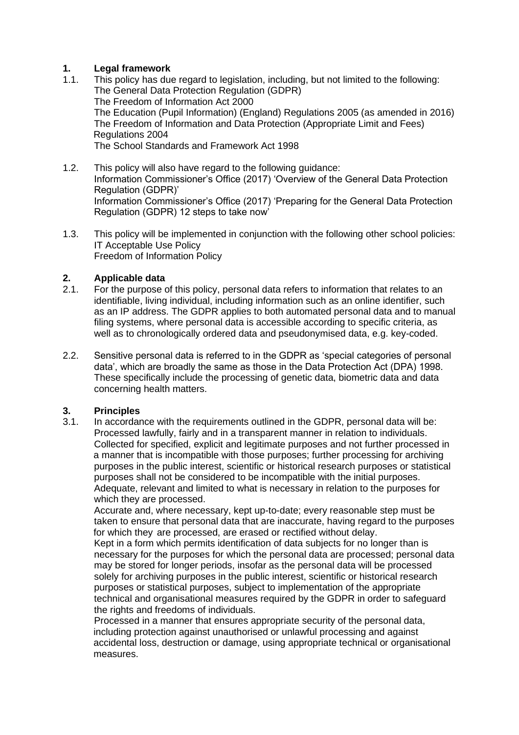## 1. Legal framework

1.1. This policy has due regard to legislation, including, but not limited to the following:

- The General Data Protection Regulation (GDPR)
- The Freedom of Information Act 2000
- The Education (Pupil Information) (England) Regulations 2005 (as amended in 2016)
- The Freedom of Information and Data Protection (Appropriate Limit and Fees) Regulations 2004
- The School Standards and Framework Act 1998

1.2. This policy will also have regard to the following guidance:

- Information Commissioner's Office (2017) 'Overview of the General Data Protection Regulation (GDPR)'
- Information Commissioner's Office (2017) 'Preparing for the General Data Protection Regulation (GDPR) 12 steps to take now'

1.3. This policy will be implemented in conjunction with the following other school policies:

- IT Acceptable Use Policy
- Freedom of Information Policy

## 2. Applicable data

2.1. For the purpose of this policy, personal data refers to information that relates to an identifiable, living individual, including information such as an online identifier, such as an IP address. The GDPR applies to both automated personal data and to manual filing systems, where personal data is accessible according to specific criteria, as well as to chronologically ordered data and pseudonymised data, e.g. key-coded.

2.2. Sensitive personal data is referred to in the GDPR as 'special categories of personal data', which are broadly the same as those in the Data Protection Act (DPA) 1998. These specifically include the processing of genetic data, biometric data and data concerning health matters.

## 3. Principles

3.1. In accordance with the requirements outlined in the GDPR, personal data will be:

- Processed lawfully, fairly and in a transparent manner in relation to individuals.
- Collected for specified, explicit and legitimate purposes and not further processed in a manner that is incompatible with those purposes; further processing for archiving purposes in the public interest, scientific or historical research purposes or statistical purposes shall not be considered to be incompatible with the initial purposes.
- Adequate, relevant and limited to what is necessary in relation to the purposes for which they are processed.
- Accurate and, where necessary, kept up-to-date; every reasonable step must be taken to ensure that personal data that are inaccurate, having regard to the purposes for which they are processed, are erased or rectified without delay.
- Kept in a form which permits identification of data subjects for no longer than is necessary for the purposes for which the personal data are processed; personal data may be stored for longer periods, insofar as the personal data will be processed solely for archiving purposes in the public interest, scientific or historical research purposes or statistical purposes, subject to implementation of the appropriate technical and organisational measures required by the GDPR in order to safeguard the rights and freedoms of individuals.
- Processed in a manner that ensures appropriate security of the personal data, including protection against unauthorised or unlawful processing and against accidental loss, destruction or damage, using appropriate technical or organisational measures.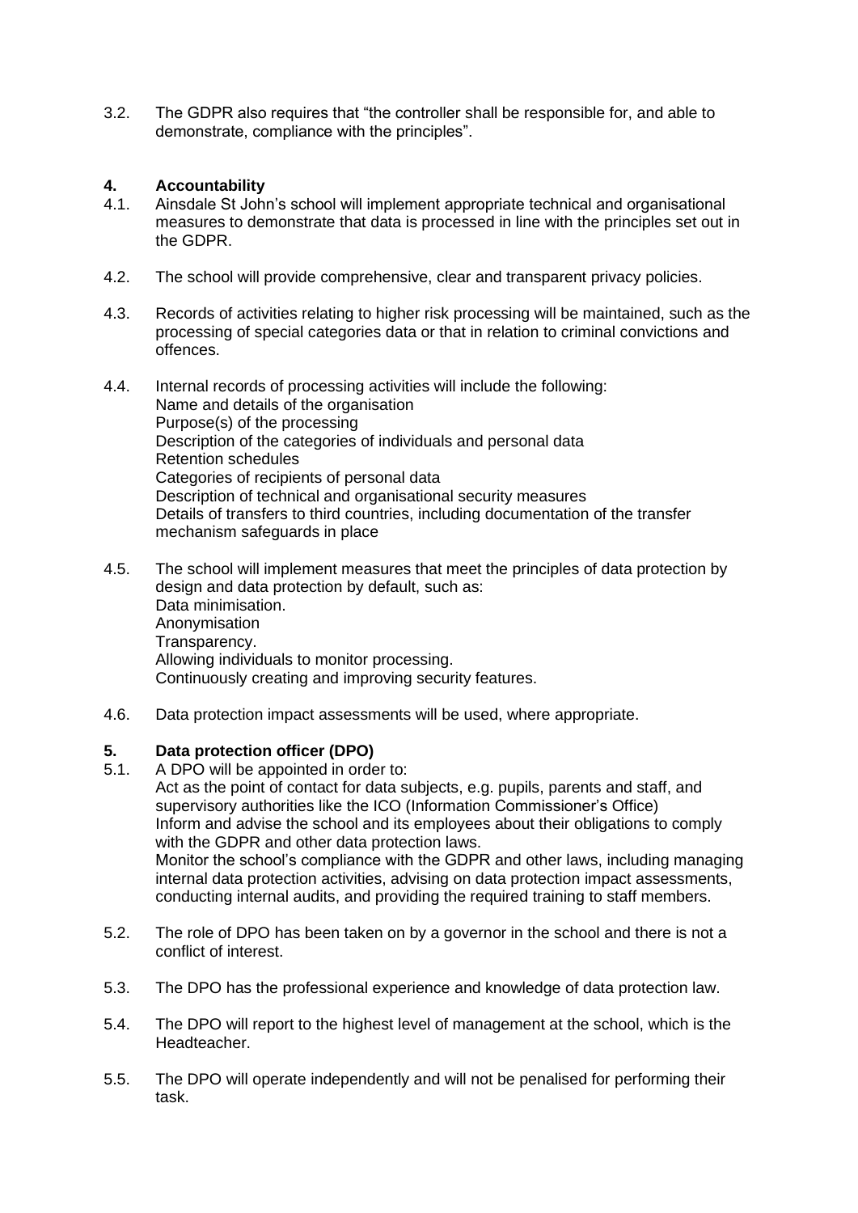3.2. The GDPR also requires that "the controller shall be responsible for, and able to demonstrate, compliance with the principles".

## 4. Accountability

4.1. Ainsdale St John's school will implement appropriate technical and organisational measures to demonstrate that data is processed in line with the principles set out in the GDPR.

4.2. The school will provide comprehensive, clear and transparent privacy policies.

4.3. Records of activities relating to higher risk processing will be maintained, such as the processing of special categories data or that in relation to criminal convictions and offences.

4.4. Internal records of processing activities will include the following:
Name and details of the organisation
Purpose(s) of the processing
Description of the categories of individuals and personal data
Retention schedules
Categories of recipients of personal data
Description of technical and organisational security measures
Details of transfers to third countries, including documentation of the transfer mechanism safeguards in place

4.5. The school will implement measures that meet the principles of data protection by design and data protection by default, such as:
Data minimisation.
Anonymisation
Transparency.
Allowing individuals to monitor processing.
Continuously creating and improving security features.

4.6. Data protection impact assessments will be used, where appropriate.

## 5. Data protection officer (DPO)

5.1. A DPO will be appointed in order to:
Act as the point of contact for data subjects, e.g. pupils, parents and staff, and supervisory authorities like the ICO (Information Commissioner's Office)
Inform and advise the school and its employees about their obligations to comply with the GDPR and other data protection laws.
Monitor the school's compliance with the GDPR and other laws, including managing internal data protection activities, advising on data protection impact assessments, conducting internal audits, and providing the required training to staff members.

5.2. The role of DPO has been taken on by a governor in the school and there is not a conflict of interest.

5.3. The DPO has the professional experience and knowledge of data protection law.

5.4. The DPO will report to the highest level of management at the school, which is the Headteacher.

5.5. The DPO will operate independently and will not be penalised for performing their task.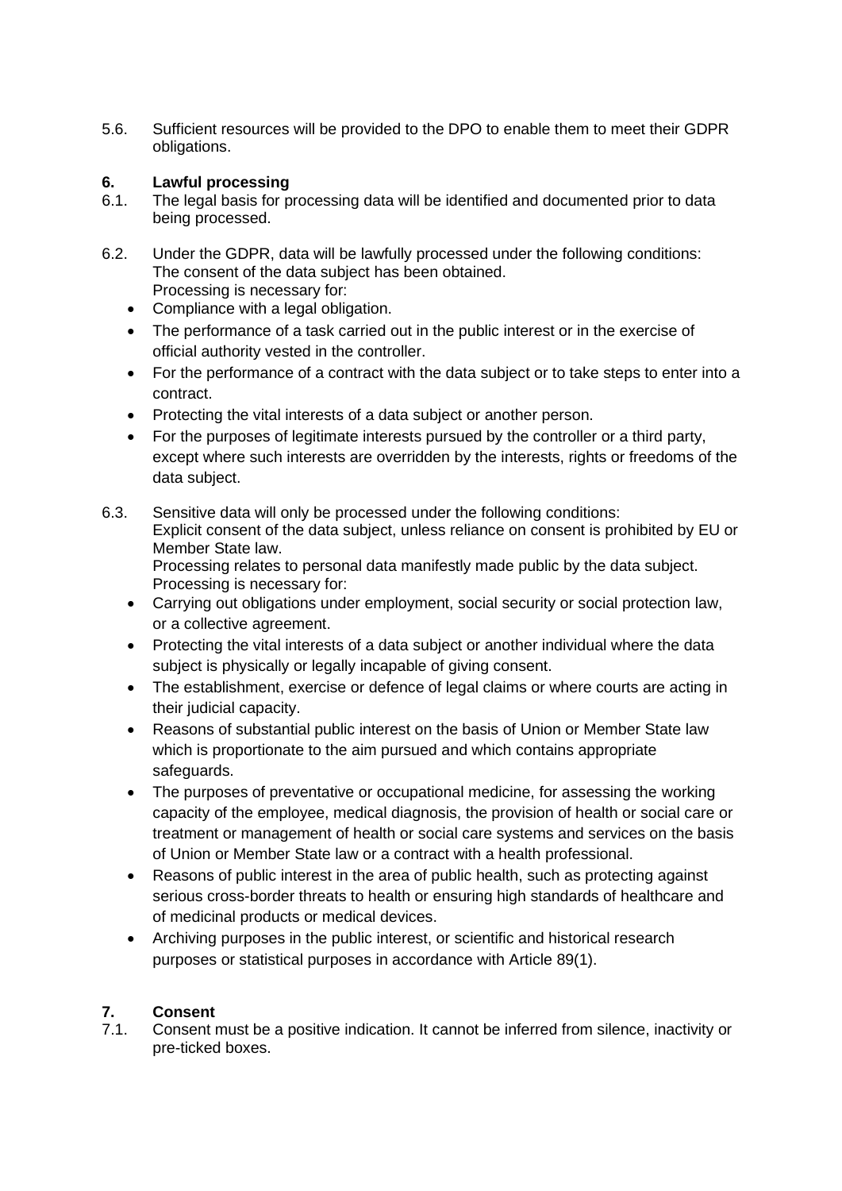5.6. Sufficient resources will be provided to the DPO to enable them to meet their GDPR obligations.

## 6. Lawful processing

6.1. The legal basis for processing data will be identified and documented prior to data being processed.

6.2. Under the GDPR, data will be lawfully processed under the following conditions:
The consent of the data subject has been obtained.
Processing is necessary for:

- Compliance with a legal obligation.
- The performance of a task carried out in the public interest or in the exercise of official authority vested in the controller.
- For the performance of a contract with the data subject or to take steps to enter into a contract.
- Protecting the vital interests of a data subject or another person.
- For the purposes of legitimate interests pursued by the controller or a third party, except where such interests are overridden by the interests, rights or freedoms of the data subject.

6.3. Sensitive data will only be processed under the following conditions:
Explicit consent of the data subject, unless reliance on consent is prohibited by EU or Member State law.
Processing relates to personal data manifestly made public by the data subject.
Processing is necessary for:

- Carrying out obligations under employment, social security or social protection law, or a collective agreement.
- Protecting the vital interests of a data subject or another individual where the data subject is physically or legally incapable of giving consent.
- The establishment, exercise or defence of legal claims or where courts are acting in their judicial capacity.
- Reasons of substantial public interest on the basis of Union or Member State law which is proportionate to the aim pursued and which contains appropriate safeguards.
- The purposes of preventative or occupational medicine, for assessing the working capacity of the employee, medical diagnosis, the provision of health or social care or treatment or management of health or social care systems and services on the basis of Union or Member State law or a contract with a health professional.
- Reasons of public interest in the area of public health, such as protecting against serious cross-border threats to health or ensuring high standards of healthcare and of medicinal products or medical devices.
- Archiving purposes in the public interest, or scientific and historical research purposes or statistical purposes in accordance with Article 89(1).

## 7. Consent

7.1. Consent must be a positive indication. It cannot be inferred from silence, inactivity or pre-ticked boxes.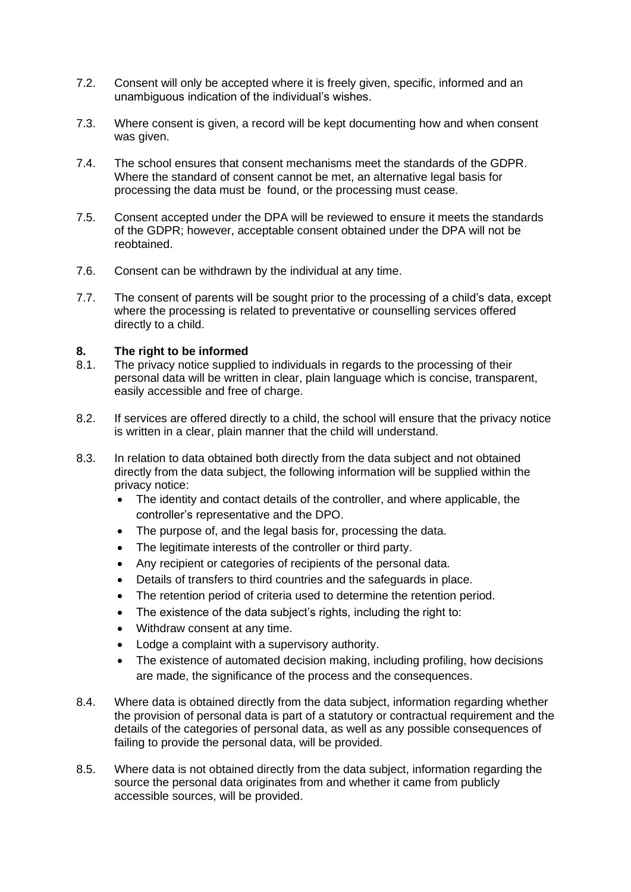7.2. Consent will only be accepted where it is freely given, specific, informed and an unambiguous indication of the individual's wishes.

7.3. Where consent is given, a record will be kept documenting how and when consent was given.

7.4. The school ensures that consent mechanisms meet the standards of the GDPR. Where the standard of consent cannot be met, an alternative legal basis for processing the data must be found, or the processing must cease.

7.5. Consent accepted under the DPA will be reviewed to ensure it meets the standards of the GDPR; however, acceptable consent obtained under the DPA will not be reobtained.

7.6. Consent can be withdrawn by the individual at any time.

7.7. The consent of parents will be sought prior to the processing of a child's data, except where the processing is related to preventative or counselling services offered directly to a child.

## 8. The right to be informed

8.1. The privacy notice supplied to individuals in regards to the processing of their personal data will be written in clear, plain language which is concise, transparent, easily accessible and free of charge.

8.2. If services are offered directly to a child, the school will ensure that the privacy notice is written in a clear, plain manner that the child will understand.

8.3. In relation to data obtained both directly from the data subject and not obtained directly from the data subject, the following information will be supplied within the privacy notice:

- The identity and contact details of the controller, and where applicable, the controller's representative and the DPO.
- The purpose of, and the legal basis for, processing the data.
- The legitimate interests of the controller or third party.
- Any recipient or categories of recipients of the personal data.
- Details of transfers to third countries and the safeguards in place.
- The retention period of criteria used to determine the retention period.
- The existence of the data subject's rights, including the right to:
- Withdraw consent at any time.
- Lodge a complaint with a supervisory authority.
- The existence of automated decision making, including profiling, how decisions are made, the significance of the process and the consequences.

8.4. Where data is obtained directly from the data subject, information regarding whether the provision of personal data is part of a statutory or contractual requirement and the details of the categories of personal data, as well as any possible consequences of failing to provide the personal data, will be provided.

8.5. Where data is not obtained directly from the data subject, information regarding the source the personal data originates from and whether it came from publicly accessible sources, will be provided.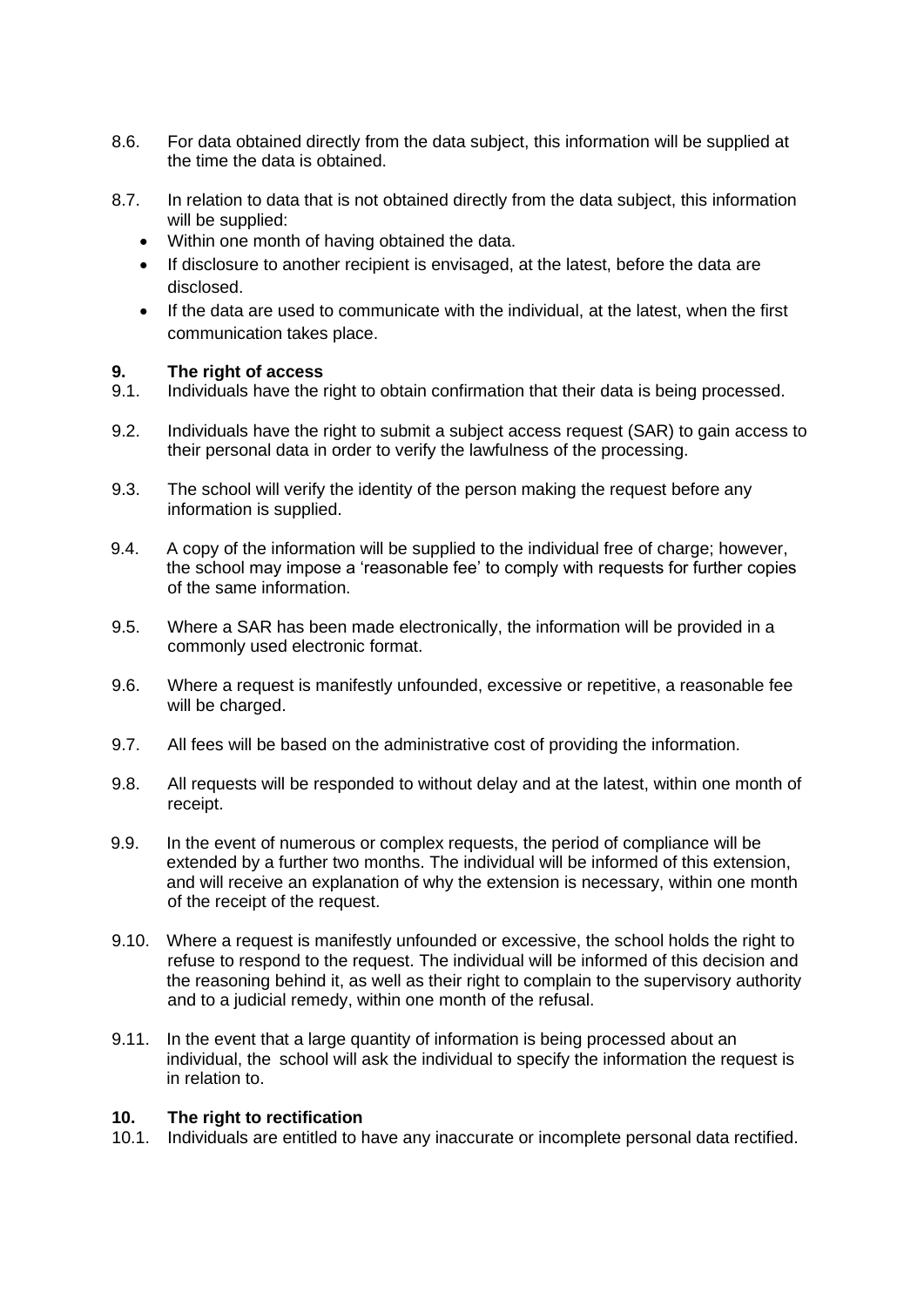8.6. For data obtained directly from the data subject, this information will be supplied at the time the data is obtained.

8.7. In relation to data that is not obtained directly from the data subject, this information will be supplied:

- Within one month of having obtained the data.
- If disclosure to another recipient is envisaged, at the latest, before the data are disclosed.
- If the data are used to communicate with the individual, at the latest, when the first communication takes place.

## 9. The right of access

9.1. Individuals have the right to obtain confirmation that their data is being processed.

9.2. Individuals have the right to submit a subject access request (SAR) to gain access to their personal data in order to verify the lawfulness of the processing.

9.3. The school will verify the identity of the person making the request before any information is supplied.

9.4. A copy of the information will be supplied to the individual free of charge; however, the school may impose a 'reasonable fee' to comply with requests for further copies of the same information.

9.5. Where a SAR has been made electronically, the information will be provided in a commonly used electronic format.

9.6. Where a request is manifestly unfounded, excessive or repetitive, a reasonable fee will be charged.

9.7. All fees will be based on the administrative cost of providing the information.

9.8. All requests will be responded to without delay and at the latest, within one month of receipt.

9.9. In the event of numerous or complex requests, the period of compliance will be extended by a further two months. The individual will be informed of this extension, and will receive an explanation of why the extension is necessary, within one month of the receipt of the request.

9.10. Where a request is manifestly unfounded or excessive, the school holds the right to refuse to respond to the request. The individual will be informed of this decision and the reasoning behind it, as well as their right to complain to the supervisory authority and to a judicial remedy, within one month of the refusal.

9.11. In the event that a large quantity of information is being processed about an individual, the school will ask the individual to specify the information the request is in relation to.

## 10. The right to rectification

10.1. Individuals are entitled to have any inaccurate or incomplete personal data rectified.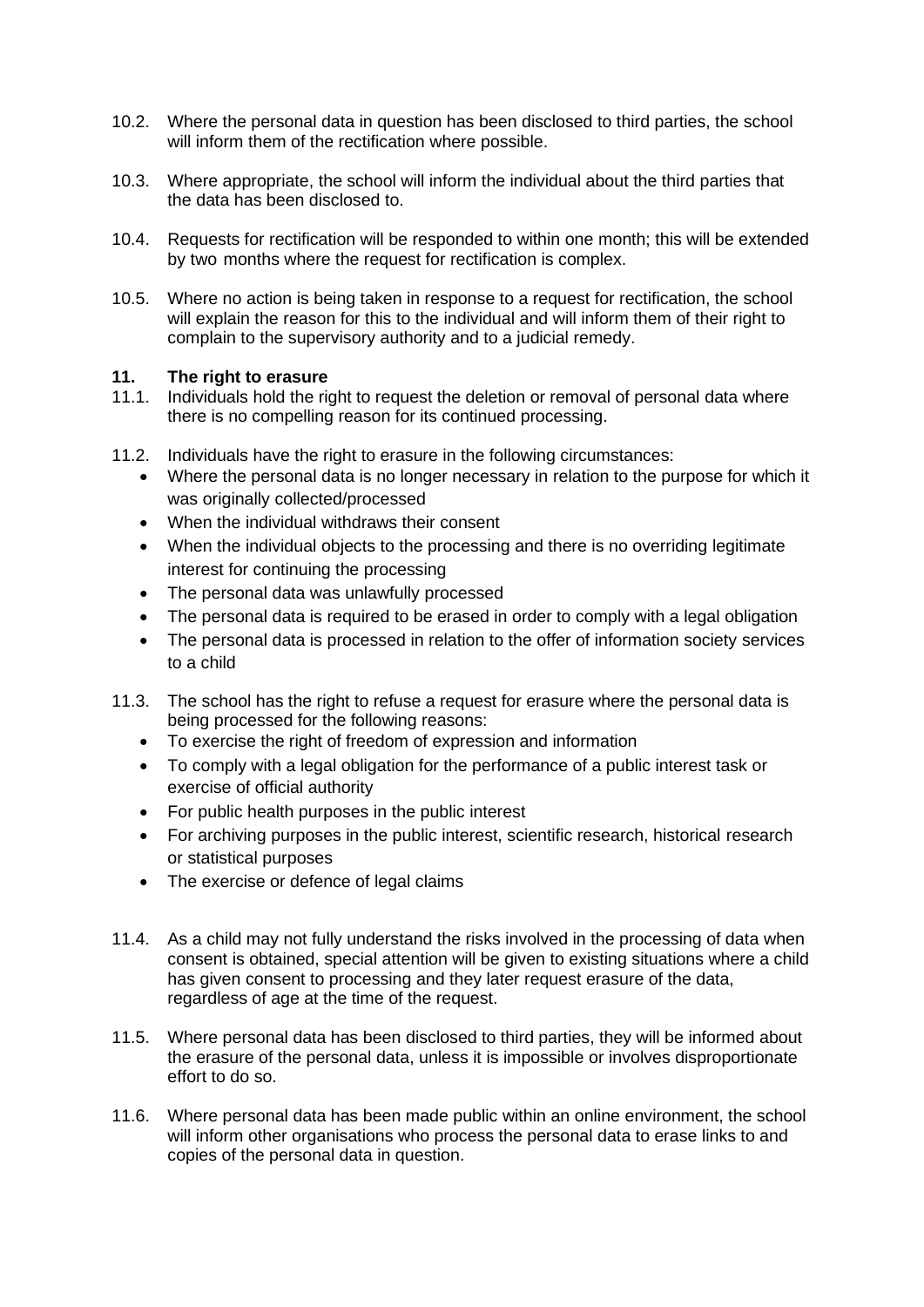10.2. Where the personal data in question has been disclosed to third parties, the school will inform them of the rectification where possible.

10.3. Where appropriate, the school will inform the individual about the third parties that the data has been disclosed to.

10.4. Requests for rectification will be responded to within one month; this will be extended by two months where the request for rectification is complex.

10.5. Where no action is being taken in response to a request for rectification, the school will explain the reason for this to the individual and will inform them of their right to complain to the supervisory authority and to a judicial remedy.

## 11. The right to erasure

11.1. Individuals hold the right to request the deletion or removal of personal data where there is no compelling reason for its continued processing.

11.2. Individuals have the right to erasure in the following circumstances:

- Where the personal data is no longer necessary in relation to the purpose for which it was originally collected/processed
- When the individual withdraws their consent
- When the individual objects to the processing and there is no overriding legitimate interest for continuing the processing
- The personal data was unlawfully processed
- The personal data is required to be erased in order to comply with a legal obligation
- The personal data is processed in relation to the offer of information society services to a child

11.3. The school has the right to refuse a request for erasure where the personal data is being processed for the following reasons:

- To exercise the right of freedom of expression and information
- To comply with a legal obligation for the performance of a public interest task or exercise of official authority
- For public health purposes in the public interest
- For archiving purposes in the public interest, scientific research, historical research or statistical purposes
- The exercise or defence of legal claims

11.4. As a child may not fully understand the risks involved in the processing of data when consent is obtained, special attention will be given to existing situations where a child has given consent to processing and they later request erasure of the data, regardless of age at the time of the request.

11.5. Where personal data has been disclosed to third parties, they will be informed about the erasure of the personal data, unless it is impossible or involves disproportionate effort to do so.

11.6. Where personal data has been made public within an online environment, the school will inform other organisations who process the personal data to erase links to and copies of the personal data in question.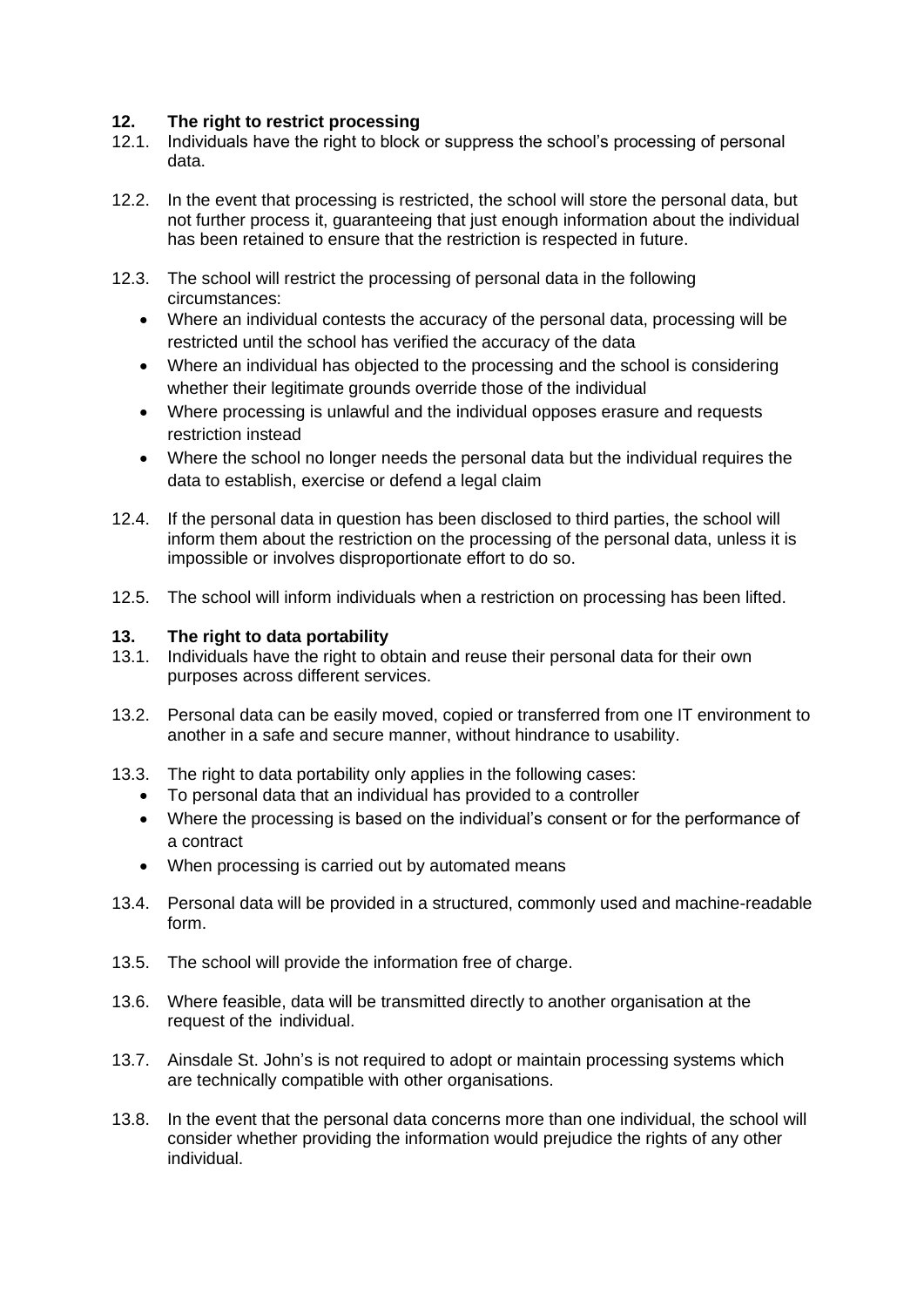## 12. The right to restrict processing

12.1. Individuals have the right to block or suppress the school's processing of personal data.

12.2. In the event that processing is restricted, the school will store the personal data, but not further process it, guaranteeing that just enough information about the individual has been retained to ensure that the restriction is respected in future.

12.3. The school will restrict the processing of personal data in the following circumstances:

- Where an individual contests the accuracy of the personal data, processing will be restricted until the school has verified the accuracy of the data
- Where an individual has objected to the processing and the school is considering whether their legitimate grounds override those of the individual
- Where processing is unlawful and the individual opposes erasure and requests restriction instead
- Where the school no longer needs the personal data but the individual requires the data to establish, exercise or defend a legal claim

12.4. If the personal data in question has been disclosed to third parties, the school will inform them about the restriction on the processing of the personal data, unless it is impossible or involves disproportionate effort to do so.

12.5. The school will inform individuals when a restriction on processing has been lifted.

## 13. The right to data portability

13.1. Individuals have the right to obtain and reuse their personal data for their own purposes across different services.

13.2. Personal data can be easily moved, copied or transferred from one IT environment to another in a safe and secure manner, without hindrance to usability.

13.3. The right to data portability only applies in the following cases:

- To personal data that an individual has provided to a controller
- Where the processing is based on the individual's consent or for the performance of a contract
- When processing is carried out by automated means

13.4. Personal data will be provided in a structured, commonly used and machine-readable form.

13.5. The school will provide the information free of charge.

13.6. Where feasible, data will be transmitted directly to another organisation at the request of the individual.

13.7. Ainsdale St. John's is not required to adopt or maintain processing systems which are technically compatible with other organisations.

13.8. In the event that the personal data concerns more than one individual, the school will consider whether providing the information would prejudice the rights of any other individual.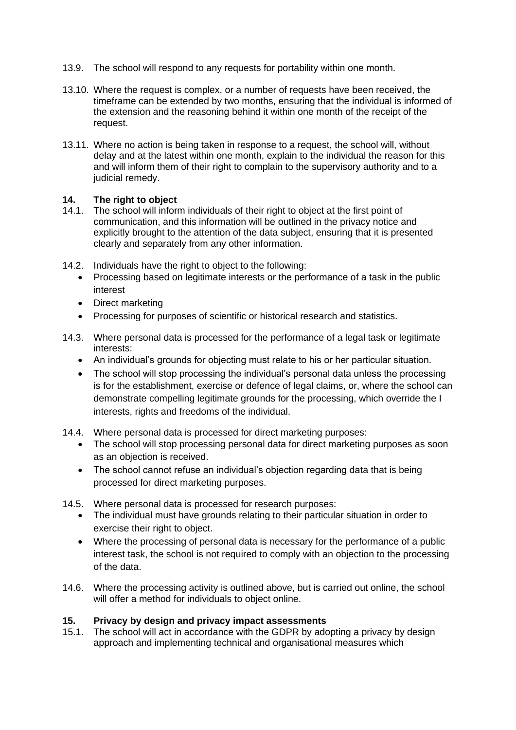13.9. The school will respond to any requests for portability within one month.

13.10. Where the request is complex, or a number of requests have been received, the timeframe can be extended by two months, ensuring that the individual is informed of the extension and the reasoning behind it within one month of the receipt of the request.

13.11. Where no action is being taken in response to a request, the school will, without delay and at the latest within one month, explain to the individual the reason for this and will inform them of their right to complain to the supervisory authority and to a judicial remedy.

## 14. The right to object

14.1. The school will inform individuals of their right to object at the first point of communication, and this information will be outlined in the privacy notice and explicitly brought to the attention of the data subject, ensuring that it is presented clearly and separately from any other information.

14.2. Individuals have the right to object to the following:

- Processing based on legitimate interests or the performance of a task in the public interest
- Direct marketing
- Processing for purposes of scientific or historical research and statistics.

14.3. Where personal data is processed for the performance of a legal task or legitimate interests:

- An individual's grounds for objecting must relate to his or her particular situation.
- The school will stop processing the individual's personal data unless the processing is for the establishment, exercise or defence of legal claims, or, where the school can demonstrate compelling legitimate grounds for the processing, which override the I interests, rights and freedoms of the individual.

14.4. Where personal data is processed for direct marketing purposes:

- The school will stop processing personal data for direct marketing purposes as soon as an objection is received.
- The school cannot refuse an individual's objection regarding data that is being processed for direct marketing purposes.

14.5. Where personal data is processed for research purposes:

- The individual must have grounds relating to their particular situation in order to exercise their right to object.
- Where the processing of personal data is necessary for the performance of a public interest task, the school is not required to comply with an objection to the processing of the data.

14.6. Where the processing activity is outlined above, but is carried out online, the school will offer a method for individuals to object online.

## 15. Privacy by design and privacy impact assessments

15.1. The school will act in accordance with the GDPR by adopting a privacy by design approach and implementing technical and organisational measures which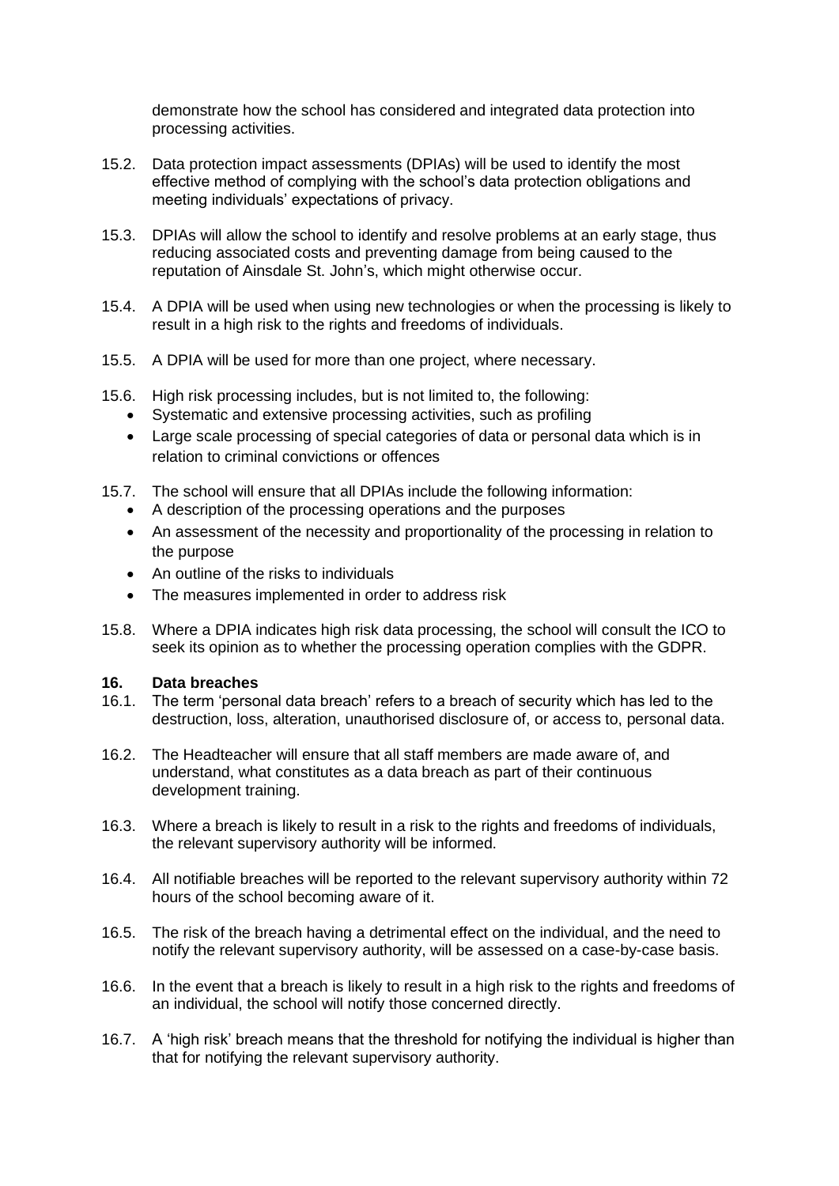demonstrate how the school has considered and integrated data protection into processing activities.

15.2. Data protection impact assessments (DPIAs) will be used to identify the most effective method of complying with the school's data protection obligations and meeting individuals' expectations of privacy.

15.3. DPIAs will allow the school to identify and resolve problems at an early stage, thus reducing associated costs and preventing damage from being caused to the reputation of Ainsdale St. John's, which might otherwise occur.

15.4. A DPIA will be used when using new technologies or when the processing is likely to result in a high risk to the rights and freedoms of individuals.

15.5. A DPIA will be used for more than one project, where necessary.

15.6. High risk processing includes, but is not limited to, the following:

- Systematic and extensive processing activities, such as profiling
- Large scale processing of special categories of data or personal data which is in relation to criminal convictions or offences

15.7. The school will ensure that all DPIAs include the following information:

- A description of the processing operations and the purposes
- An assessment of the necessity and proportionality of the processing in relation to the purpose
- An outline of the risks to individuals
- The measures implemented in order to address risk

15.8. Where a DPIA indicates high risk data processing, the school will consult the ICO to seek its opinion as to whether the processing operation complies with the GDPR.

## 16. Data breaches

16.1. The term 'personal data breach' refers to a breach of security which has led to the destruction, loss, alteration, unauthorised disclosure of, or access to, personal data.

16.2. The Headteacher will ensure that all staff members are made aware of, and understand, what constitutes as a data breach as part of their continuous development training.

16.3. Where a breach is likely to result in a risk to the rights and freedoms of individuals, the relevant supervisory authority will be informed.

16.4. All notifiable breaches will be reported to the relevant supervisory authority within 72 hours of the school becoming aware of it.

16.5. The risk of the breach having a detrimental effect on the individual, and the need to notify the relevant supervisory authority, will be assessed on a case-by-case basis.

16.6. In the event that a breach is likely to result in a high risk to the rights and freedoms of an individual, the school will notify those concerned directly.

16.7. A 'high risk' breach means that the threshold for notifying the individual is higher than that for notifying the relevant supervisory authority.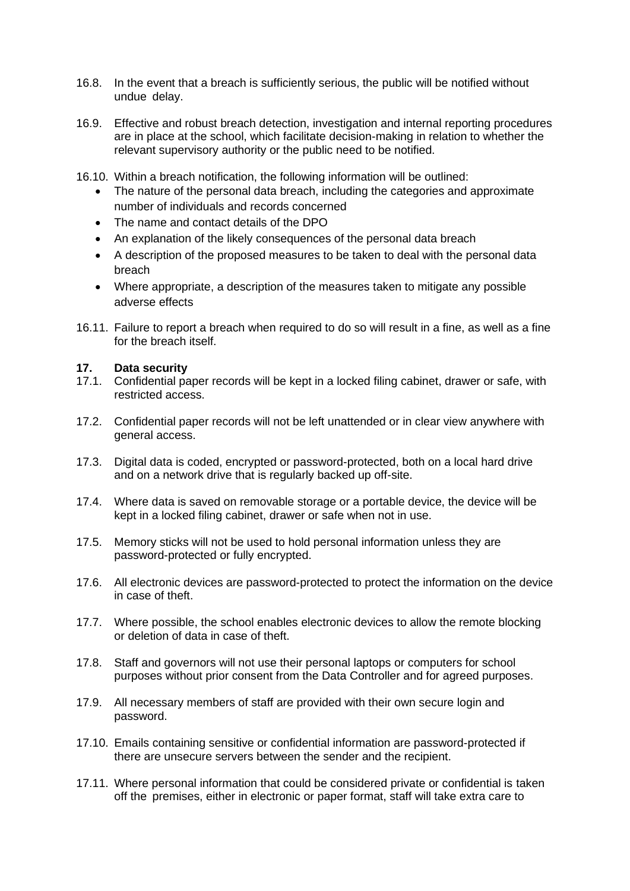16.8. In the event that a breach is sufficiently serious, the public will be notified without undue delay.

16.9. Effective and robust breach detection, investigation and internal reporting procedures are in place at the school, which facilitate decision-making in relation to whether the relevant supervisory authority or the public need to be notified.

16.10. Within a breach notification, the following information will be outlined:

- The nature of the personal data breach, including the categories and approximate number of individuals and records concerned
- The name and contact details of the DPO
- An explanation of the likely consequences of the personal data breach
- A description of the proposed measures to be taken to deal with the personal data breach
- Where appropriate, a description of the measures taken to mitigate any possible adverse effects

16.11. Failure to report a breach when required to do so will result in a fine, as well as a fine for the breach itself.

## 17. Data security

17.1. Confidential paper records will be kept in a locked filing cabinet, drawer or safe, with restricted access.

17.2. Confidential paper records will not be left unattended or in clear view anywhere with general access.

17.3. Digital data is coded, encrypted or password-protected, both on a local hard drive and on a network drive that is regularly backed up off-site.

17.4. Where data is saved on removable storage or a portable device, the device will be kept in a locked filing cabinet, drawer or safe when not in use.

17.5. Memory sticks will not be used to hold personal information unless they are password-protected or fully encrypted.

17.6. All electronic devices are password-protected to protect the information on the device in case of theft.

17.7. Where possible, the school enables electronic devices to allow the remote blocking or deletion of data in case of theft.

17.8. Staff and governors will not use their personal laptops or computers for school purposes without prior consent from the Data Controller and for agreed purposes.

17.9. All necessary members of staff are provided with their own secure login and password.

17.10. Emails containing sensitive or confidential information are password-protected if there are unsecure servers between the sender and the recipient.

17.11. Where personal information that could be considered private or confidential is taken off the premises, either in electronic or paper format, staff will take extra care to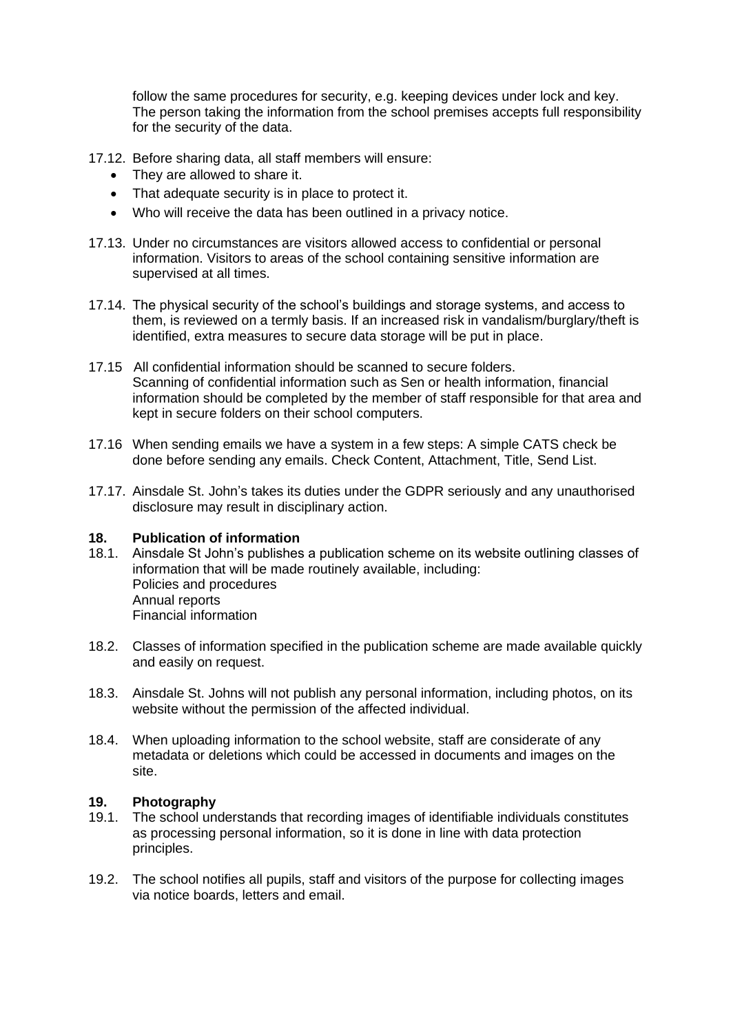follow the same procedures for security, e.g. keeping devices under lock and key. The person taking the information from the school premises accepts full responsibility for the security of the data.

17.12. Before sharing data, all staff members will ensure:

- They are allowed to share it.
- That adequate security is in place to protect it.
- Who will receive the data has been outlined in a privacy notice.

17.13. Under no circumstances are visitors allowed access to confidential or personal information. Visitors to areas of the school containing sensitive information are supervised at all times.

17.14. The physical security of the school's buildings and storage systems, and access to them, is reviewed on a termly basis. If an increased risk in vandalism/burglary/theft is identified, extra measures to secure data storage will be put in place.

17.15 All confidential information should be scanned to secure folders. Scanning of confidential information such as Sen or health information, financial information should be completed by the member of staff responsible for that area and kept in secure folders on their school computers.

17.16 When sending emails we have a system in a few steps: A simple CATS check be done before sending any emails. Check Content, Attachment, Title, Send List.

17.17. Ainsdale St. John's takes its duties under the GDPR seriously and any unauthorised disclosure may result in disciplinary action.

## 18. Publication of information

18.1. Ainsdale St John's publishes a publication scheme on its website outlining classes of information that will be made routinely available, including:
Policies and procedures
Annual reports
Financial information

18.2. Classes of information specified in the publication scheme are made available quickly and easily on request.

18.3. Ainsdale St. Johns will not publish any personal information, including photos, on its website without the permission of the affected individual.

18.4. When uploading information to the school website, staff are considerate of any metadata or deletions which could be accessed in documents and images on the site.

## 19. Photography

19.1. The school understands that recording images of identifiable individuals constitutes as processing personal information, so it is done in line with data protection principles.

19.2. The school notifies all pupils, staff and visitors of the purpose for collecting images via notice boards, letters and email.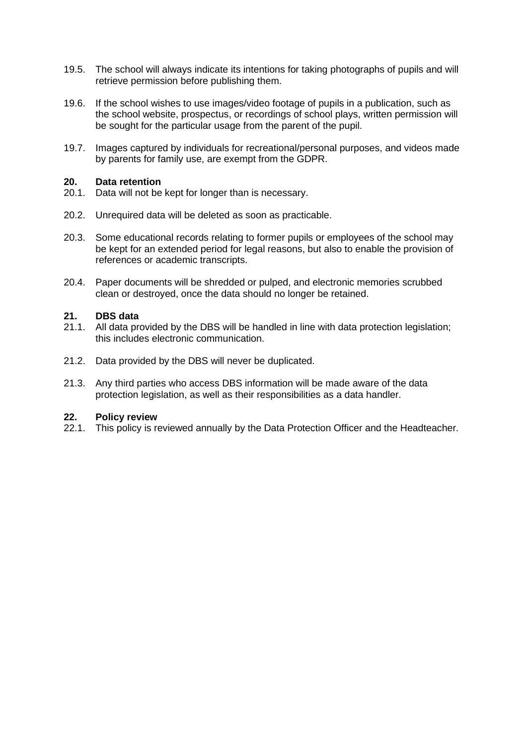19.5. The school will always indicate its intentions for taking photographs of pupils and will retrieve permission before publishing them.

19.6. If the school wishes to use images/video footage of pupils in a publication, such as the school website, prospectus, or recordings of school plays, written permission will be sought for the particular usage from the parent of the pupil.

19.7. Images captured by individuals for recreational/personal purposes, and videos made by parents for family use, are exempt from the GDPR.

## 20. Data retention

20.1. Data will not be kept for longer than is necessary.

20.2. Unrequired data will be deleted as soon as practicable.

20.3. Some educational records relating to former pupils or employees of the school may be kept for an extended period for legal reasons, but also to enable the provision of references or academic transcripts.

20.4. Paper documents will be shredded or pulped, and electronic memories scrubbed clean or destroyed, once the data should no longer be retained.

## 21. DBS data

21.1. All data provided by the DBS will be handled in line with data protection legislation; this includes electronic communication.

21.2. Data provided by the DBS will never be duplicated.

21.3. Any third parties who access DBS information will be made aware of the data protection legislation, as well as their responsibilities as a data handler.

## 22. Policy review

22.1. This policy is reviewed annually by the Data Protection Officer and the Headteacher.